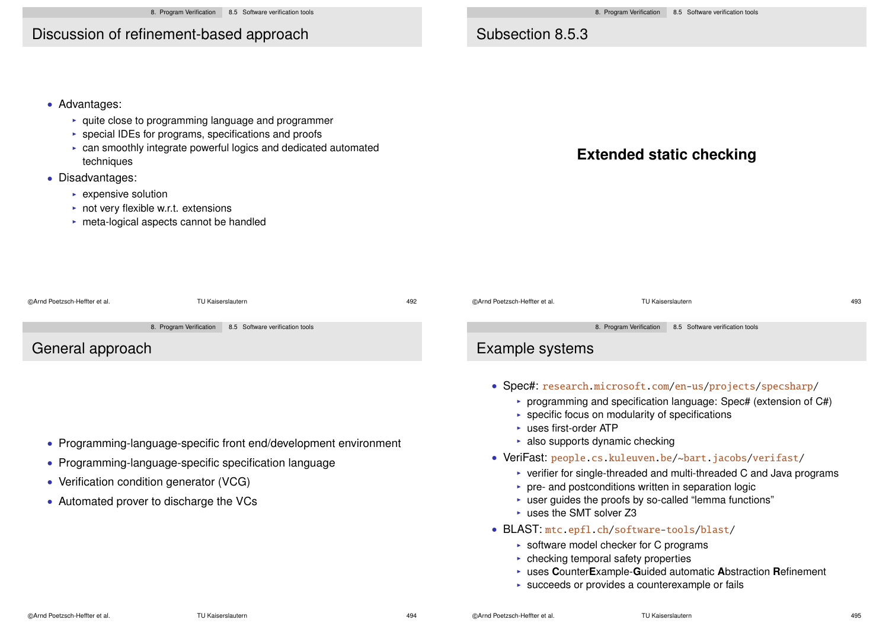## Discussion of refinement-based approach

- Advantages:
  - quite close to programming language and programmer
  - special IDEs for programs, specifications and proofs
  - can smoothly integrate powerful logics and dedicated automated techniques
- Disadvantages:
  - expensive solution
  - not very flexible w.r.t. extensions
  - meta-logical aspects cannot be handled

## Subsection 8.5.3

**Extended static checking**

## General approach

- Programming-language-specific front end/development environment
- Programming-language-specific specification language
- Verification condition generator (VCG)
- Automated prover to discharge the VCs

## Example systems

- Spec#: research.microsoft.com/en-us/projects/specsharp/
  - programming and specification language: Spec# (extension of C#)
  - specific focus on modularity of specifications
  - uses first-order ATP
  - also supports dynamic checking
- VeriFast: people.cs.kuleuven.be/~bart.jacobs/verifast/
  - verifier for single-threaded and multi-threaded C and Java programs
  - pre- and postconditions written in separation logic
  - user guides the proofs by so-called "lemma functions"
  - uses the SMT solver Z3
- BLAST: mtc.epfl.ch/software-tools/blast/
  - software model checker for C programs
  - checking temporal safety properties
  - uses **C**ounter**E**xample-**G**uided automatic **A**bstraction **R**efinement
  - succeeds or provides a counterexample or fails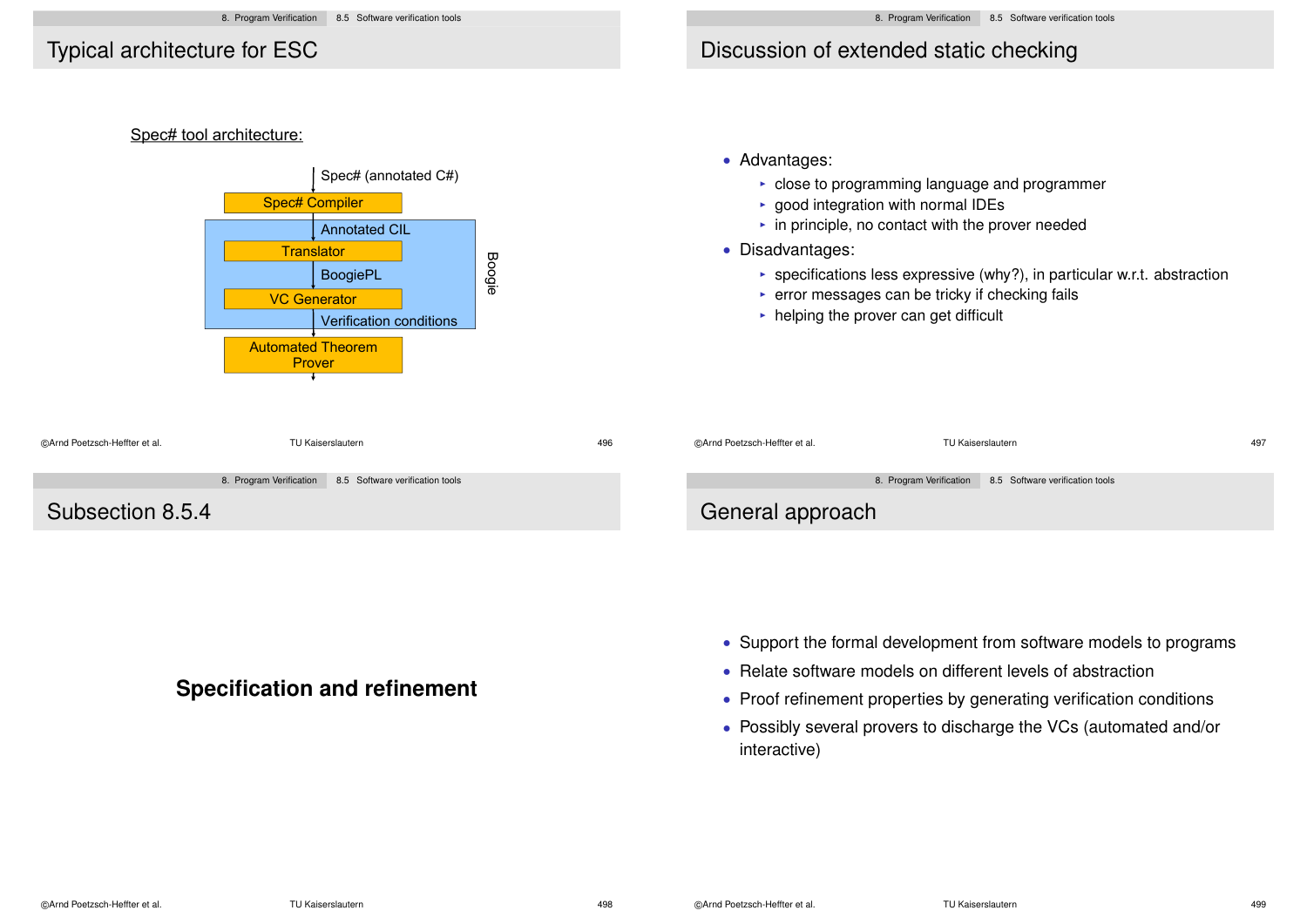## Typical architecture for ESC

Spec# tool architecture:

Spec# (annotated C#)

Spec# Compiler

Annotated CIL

Translator

BoogiePL

VC Generator

Verification conditions

Automated Theorem Prover

Boogie

## Discussion of extended static checking

- Advantages:
  - close to programming language and programmer
  - good integration with normal IDEs
  - in principle, no contact with the prover needed
- Disadvantages:
  - specifications less expressive (why?), in particular w.r.t. abstraction
  - error messages can be tricky if checking fails
  - helping the prover can get difficult

## Subsection 8.5.4

**Specification and refinement**

## General approach

- Support the formal development from software models to programs
- Relate software models on different levels of abstraction
- Proof refinement properties by generating verification conditions
- Possibly several provers to discharge the VCs (automated and/or interactive)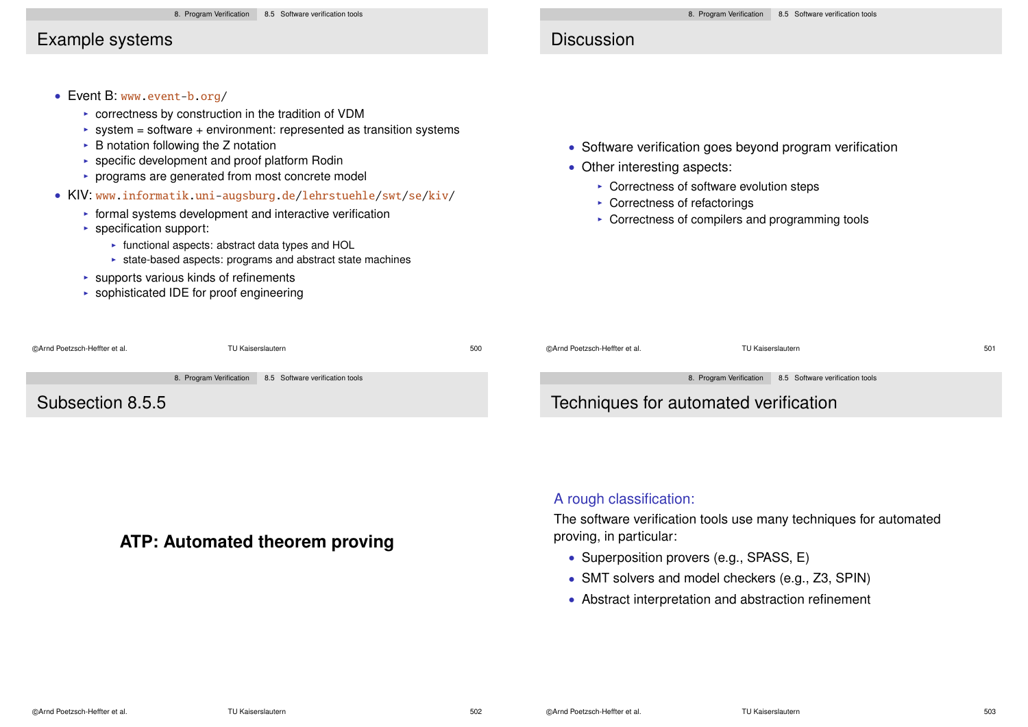## Example systems

- Event B: www.event-b.org/
  - correctness by construction in the tradition of VDM
  - system = software + environment: represented as transition systems
  - B notation following the Z notation
  - specific development and proof platform Rodin
  - programs are generated from most concrete model
- KIV: www.informatik.uni-augsburg.de/lehrstuehle/swt/se/kiv/
  - formal systems development and interactive verification
  - specification support:
    - functional aspects: abstract data types and HOL
    - state-based aspects: programs and abstract state machines
  - supports various kinds of refinements
  - sophisticated IDE for proof engineering

## Discussion

- Software verification goes beyond program verification
- Other interesting aspects:
  - Correctness of software evolution steps
  - Correctness of refactorings
  - Correctness of compilers and programming tools

## Subsection 8.5.5

**ATP: Automated theorem proving**

## Techniques for automated verification

A rough classification:

The software verification tools use many techniques for automated proving, in particular:

- Superposition provers (e.g., SPASS, E)
- SMT solvers and model checkers (e.g., Z3, SPIN)
- Abstract interpretation and abstraction refinement